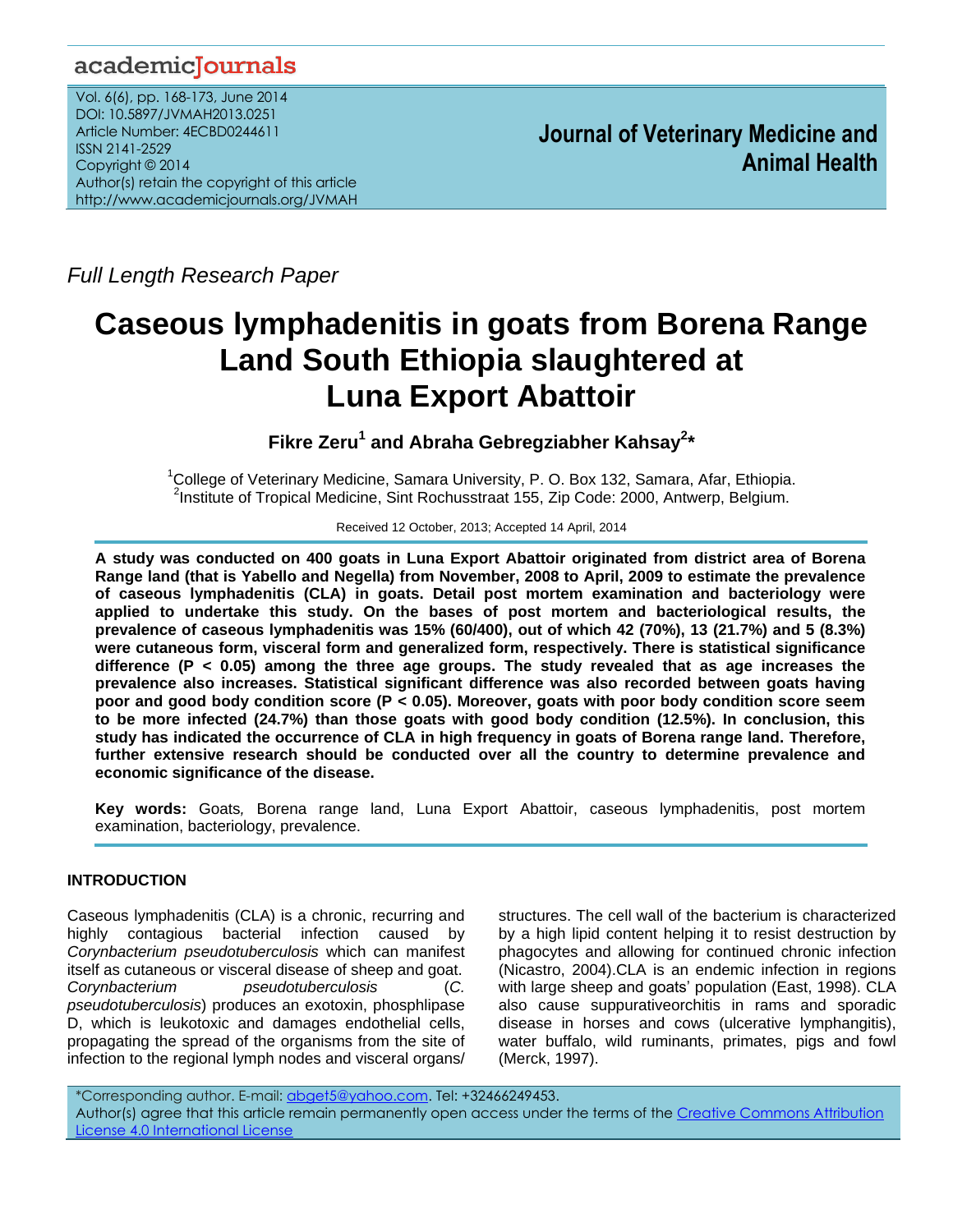Full Length Research Paper

# Caseous lymphadenitis in goats from Borena Range Land South Ethiopia slaughtered at Luna Export Abattoir

**Fikre Zeru[1] and Abraha Gebregziabher Kahsay[2]***

[1]College of Veterinary Medicine, Samara University, P. O. Box 132, Samara, Afar, Ethiopia.
[2]Institute of Tropical Medicine, Sint Rochusstraat 155, Zip Code: 2000, Antwerp, Belgium.

Received 12 October, 2013; Accepted 14 April, 2014

**A study was conducted on 400 goats in Luna Export Abattoir originated from district area of Borena Range land (that is Yabello and Negella) from November, 2008 to April, 2009 to estimate the prevalence of caseous lymphadenitis (CLA) in goats. Detail post mortem examination and bacteriology were applied to undertake this study. On the bases of post mortem and bacteriological results, the prevalence of caseous lymphadenitis was 15% (60/400), out of which 42 (70%), 13 (21.7%) and 5 (8.3%) were cutaneous form, visceral form and generalized form, respectively. There is statistical significance difference (P < 0.05) among the three age groups. The study revealed that as age increases the prevalence also increases. Statistical significant difference was also recorded between goats having poor and good body condition score (P < 0.05). Moreover, goats with poor body condition score seem to be more infected (24.7%) than those goats with good body condition (12.5%). In conclusion, this study has indicated the occurrence of CLA in high frequency in goats of Borena range land. Therefore, further extensive research should be conducted over all the country to determine prevalence and economic significance of the disease.**

**Key words:** Goats, Borena range land, Luna Export Abattoir, caseous lymphadenitis, post mortem examination, bacteriology, prevalence.

## INTRODUCTION

Caseous lymphadenitis (CLA) is a chronic, recurring and highly contagious bacterial infection caused by *Corynbacterium pseudotuberculosis* which can manifest itself as cutaneous or visceral disease of sheep and goat. *Corynbacterium pseudotuberculosis* (*C. pseudotuberculosis*) produces an exotoxin, phosphlipase D, which is leukotoxic and damages endothelial cells, propagating the spread of the organisms from the site of infection to the regional lymph nodes and visceral organs/ structures. The cell wall of the bacterium is characterized by a high lipid content helping it to resist destruction by phagocytes and allowing for continued chronic infection (Nicastro, 2004).CLA is an endemic infection in regions with large sheep and goats' population (East, 1998). CLA also cause suppurativeorchitis in rams and sporadic disease in horses and cows (ulcerative lymphangitis), water buffalo, wild ruminants, primates, pigs and fowl (Merck, 1997).

*Corresponding author. E-mail: abget5@yahoo.com. Tel: +32466249453.
Author(s) agree that this article remain permanently open access under the terms of the Creative Commons Attribution License 4.0 International License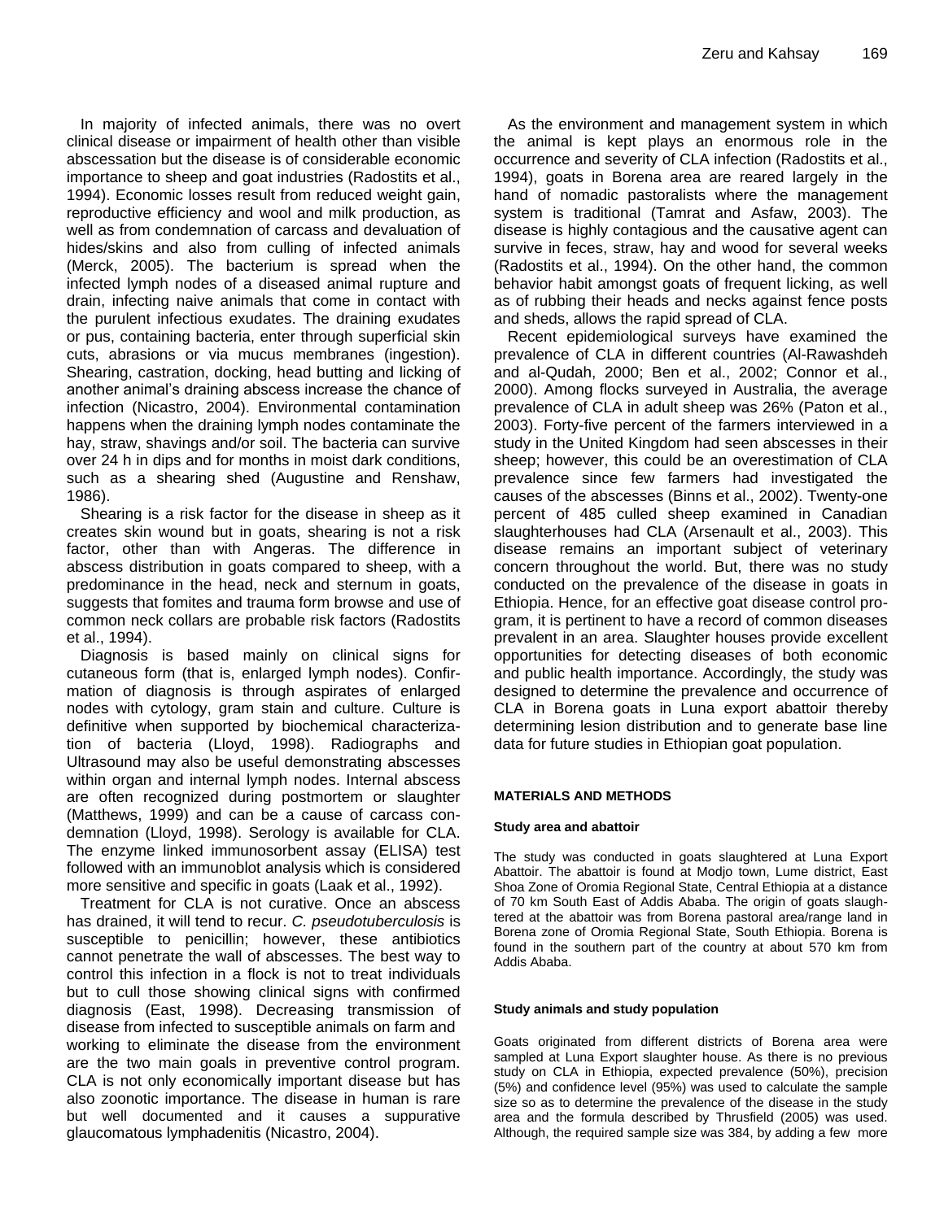In majority of infected animals, there was no overt clinical disease or impairment of health other than visible abscessation but the disease is of considerable economic importance to sheep and goat industries (Radostits et al., 1994). Economic losses result from reduced weight gain, reproductive efficiency and wool and milk production, as well as from condemnation of carcass and devaluation of hides/skins and also from culling of infected animals (Merck, 2005). The bacterium is spread when the infected lymph nodes of a diseased animal rupture and drain, infecting naive animals that come in contact with the purulent infectious exudates. The draining exudates or pus, containing bacteria, enter through superficial skin cuts, abrasions or via mucus membranes (ingestion). Shearing, castration, docking, head butting and licking of another animal's draining abscess increase the chance of infection (Nicastro, 2004). Environmental contamination happens when the draining lymph nodes contaminate the hay, straw, shavings and/or soil. The bacteria can survive over 24 h in dips and for months in moist dark conditions, such as a shearing shed (Augustine and Renshaw, 1986).

Shearing is a risk factor for the disease in sheep as it creates skin wound but in goats, shearing is not a risk factor, other than with Angeras. The difference in abscess distribution in goats compared to sheep, with a predominance in the head, neck and sternum in goats, suggests that fomites and trauma form browse and use of common neck collars are probable risk factors (Radostits et al., 1994).

Diagnosis is based mainly on clinical signs for cutaneous form (that is, enlarged lymph nodes). Confirmation of diagnosis is through aspirates of enlarged nodes with cytology, gram stain and culture. Culture is definitive when supported by biochemical characterization of bacteria (Lloyd, 1998). Radiographs and Ultrasound may also be useful demonstrating abscesses within organ and internal lymph nodes. Internal abscess are often recognized during postmortem or slaughter (Matthews, 1999) and can be a cause of carcass condemnation (Lloyd, 1998). Serology is available for CLA. The enzyme linked immunosorbent assay (ELISA) test followed with an immunoblot analysis which is considered more sensitive and specific in goats (Laak et al., 1992).

Treatment for CLA is not curative. Once an abscess has drained, it will tend to recur. *C. pseudotuberculosis* is susceptible to penicillin; however, these antibiotics cannot penetrate the wall of abscesses. The best way to control this infection in a flock is not to treat individuals but to cull those showing clinical signs with confirmed diagnosis (East, 1998). Decreasing transmission of disease from infected to susceptible animals on farm and working to eliminate the disease from the environment are the two main goals in preventive control program. CLA is not only economically important disease but has also zoonotic importance. The disease in human is rare but well documented and it causes a suppurative glaucomatous lymphadenitis (Nicastro, 2004).

As the environment and management system in which the animal is kept plays an enormous role in the occurrence and severity of CLA infection (Radostits et al., 1994), goats in Borena area are reared largely in the hand of nomadic pastoralists where the management system is traditional (Tamrat and Asfaw, 2003). The disease is highly contagious and the causative agent can survive in feces, straw, hay and wood for several weeks (Radostits et al., 1994). On the other hand, the common behavior habit amongst goats of frequent licking, as well as of rubbing their heads and necks against fence posts and sheds, allows the rapid spread of CLA.

Recent epidemiological surveys have examined the prevalence of CLA in different countries (Al-Rawashdeh and al-Qudah, 2000; Ben et al., 2002; Connor et al., 2000). Among flocks surveyed in Australia, the average prevalence of CLA in adult sheep was 26% (Paton et al., 2003). Forty-five percent of the farmers interviewed in a study in the United Kingdom had seen abscesses in their sheep; however, this could be an overestimation of CLA prevalence since few farmers had investigated the causes of the abscesses (Binns et al., 2002). Twenty-one percent of 485 culled sheep examined in Canadian slaughterhouses had CLA (Arsenault et al., 2003). This disease remains an important subject of veterinary concern throughout the world. But, there was no study conducted on the prevalence of the disease in goats in Ethiopia. Hence, for an effective goat disease control program, it is pertinent to have a record of common diseases prevalent in an area. Slaughter houses provide excellent opportunities for detecting diseases of both economic and public health importance. Accordingly, the study was designed to determine the prevalence and occurrence of CLA in Borena goats in Luna export abattoir thereby determining lesion distribution and to generate base line data for future studies in Ethiopian goat population.

## MATERIALS AND METHODS

### Study area and abattoir

The study was conducted in goats slaughtered at Luna Export Abattoir. The abattoir is found at Modjo town, Lume district, East Shoa Zone of Oromia Regional State, Central Ethiopia at a distance of 70 km South East of Addis Ababa. The origin of goats slaughtered at the abattoir was from Borena pastoral area/range land in Borena zone of Oromia Regional State, South Ethiopia. Borena is found in the southern part of the country at about 570 km from Addis Ababa.

### Study animals and study population

Goats originated from different districts of Borena area were sampled at Luna Export slaughter house. As there is no previous study on CLA in Ethiopia, expected prevalence (50%), precision (5%) and confidence level (95%) was used to calculate the sample size so as to determine the prevalence of the disease in the study area and the formula described by Thrusfield (2005) was used. Although, the required sample size was 384, by adding a few more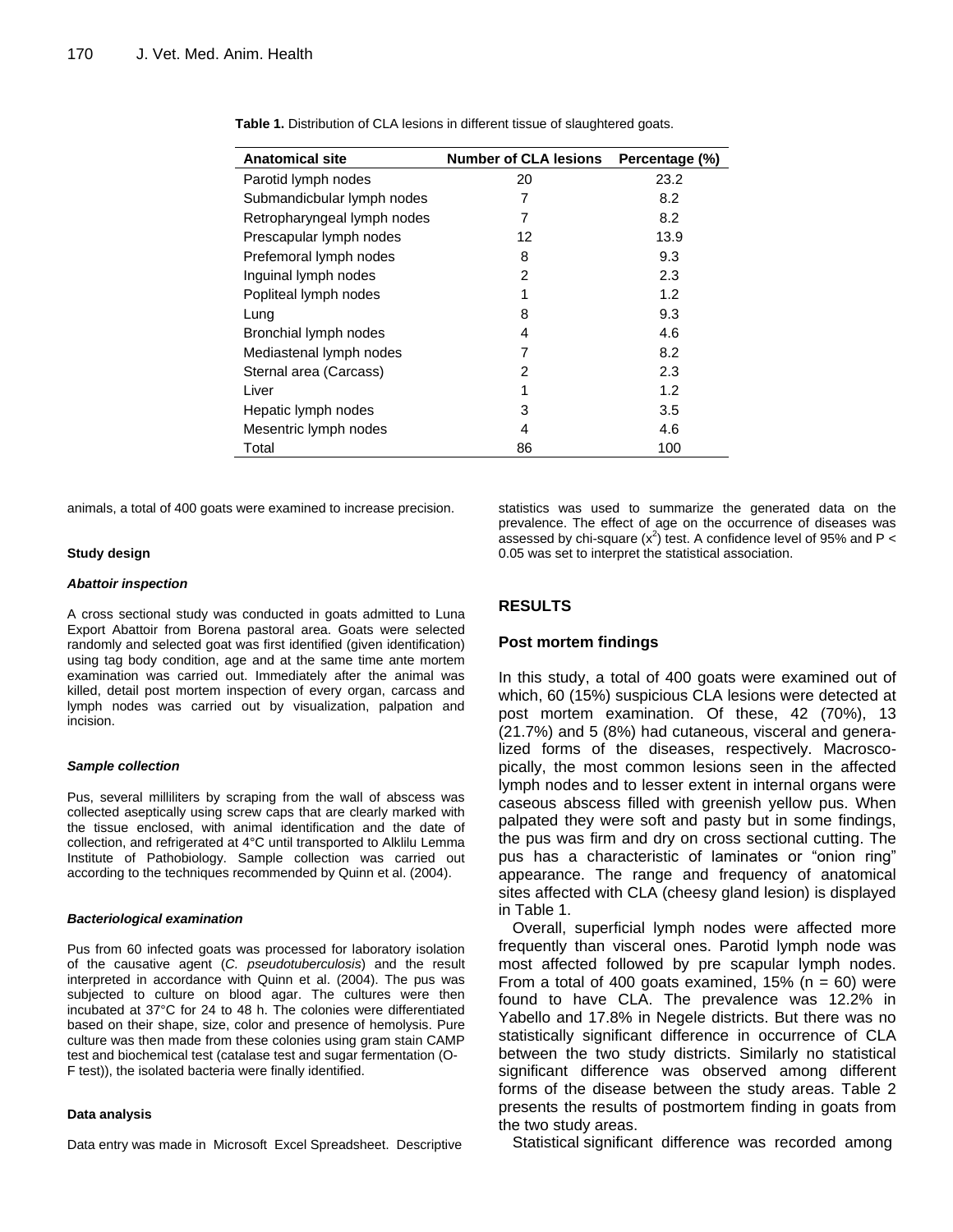**Table 1.** Distribution of CLA lesions in different tissue of slaughtered goats.

| Anatomical site | Number of CLA lesions | Percentage (%) |
|---|---|---|
| Parotid lymph nodes | 20 | 23.2 |
| Submandicbular lymph nodes | 7 | 8.2 |
| Retropharyngeal lymph nodes | 7 | 8.2 |
| Prescapular lymph nodes | 12 | 13.9 |
| Prefemoral lymph nodes | 8 | 9.3 |
| Inguinal lymph nodes | 2 | 2.3 |
| Popliteal lymph nodes | 1 | 1.2 |
| Lung | 8 | 9.3 |
| Bronchial lymph nodes | 4 | 4.6 |
| Mediastenal lymph nodes | 7 | 8.2 |
| Sternal area (Carcass) | 2 | 2.3 |
| Liver | 1 | 1.2 |
| Hepatic lymph nodes | 3 | 3.5 |
| Mesentric lymph nodes | 4 | 4.6 |
| Total | 86 | 100 |

animals, a total of 400 goats were examined to increase precision.

#### Study design

##### *Abattoir inspection*

A cross sectional study was conducted in goats admitted to Luna Export Abattoir from Borena pastoral area. Goats were selected randomly and selected goat was first identified (given identification) using tag body condition, age and at the same time ante mortem examination was carried out. Immediately after the animal was killed, detail post mortem inspection of every organ, carcass and lymph nodes was carried out by visualization, palpation and incision.

##### *Sample collection*

Pus, several milliliters by scraping from the wall of abscess was collected aseptically using screw caps that are clearly marked with the tissue enclosed, with animal identification and the date of collection, and refrigerated at 4°C until transported to Alklilu Lemma Institute of Pathobiology. Sample collection was carried out according to the techniques recommended by Quinn et al. (2004).

##### *Bacteriological examination*

Pus from 60 infected goats was processed for laboratory isolation of the causative agent (*C. pseudotuberculosis*) and the result interpreted in accordance with Quinn et al. (2004). The pus was subjected to culture on blood agar. The cultures were then incubated at 37°C for 24 to 48 h. The colonies were differentiated based on their shape, size, color and presence of hemolysis. Pure culture was then made from these colonies using gram stain CAMP test and biochemical test (catalase test and sugar fermentation (O-F test)), the isolated bacteria were finally identified.

#### Data analysis

Data entry was made in Microsoft Excel Spreadsheet. Descriptive statistics was used to summarize the generated data on the prevalence. The effect of age on the occurrence of diseases was assessed by chi-square ($x^2$) test. A confidence level of 95% and $P < 0.05$ was set to interpret the statistical association.

## RESULTS

### Post mortem findings

In this study, a total of 400 goats were examined out of which, 60 (15%) suspicious CLA lesions were detected at post mortem examination. Of these, 42 (70%), 13 (21.7%) and 5 (8%) had cutaneous, visceral and generalized forms of the diseases, respectively. Macroscopically, the most common lesions seen in the affected lymph nodes and to lesser extent in internal organs were caseous abscess filled with greenish yellow pus. When palpated they were soft and pasty but in some findings, the pus was firm and dry on cross sectional cutting. The pus has a characteristic of laminates or "onion ring" appearance. The range and frequency of anatomical sites affected with CLA (cheesy gland lesion) is displayed in Table 1.

Overall, superficial lymph nodes were affected more frequently than visceral ones. Parotid lymph node was most affected followed by pre scapular lymph nodes. From a total of 400 goats examined, 15% (n = 60) were found to have CLA. The prevalence was 12.2% in Yabello and 17.8% in Negele districts. But there was no statistically significant difference in occurrence of CLA between the two study districts. Similarly no statistical significant difference was observed among different forms of the disease between the study areas. Table 2 presents the results of postmortem finding in goats from the two study areas.

Statistical significant difference was recorded among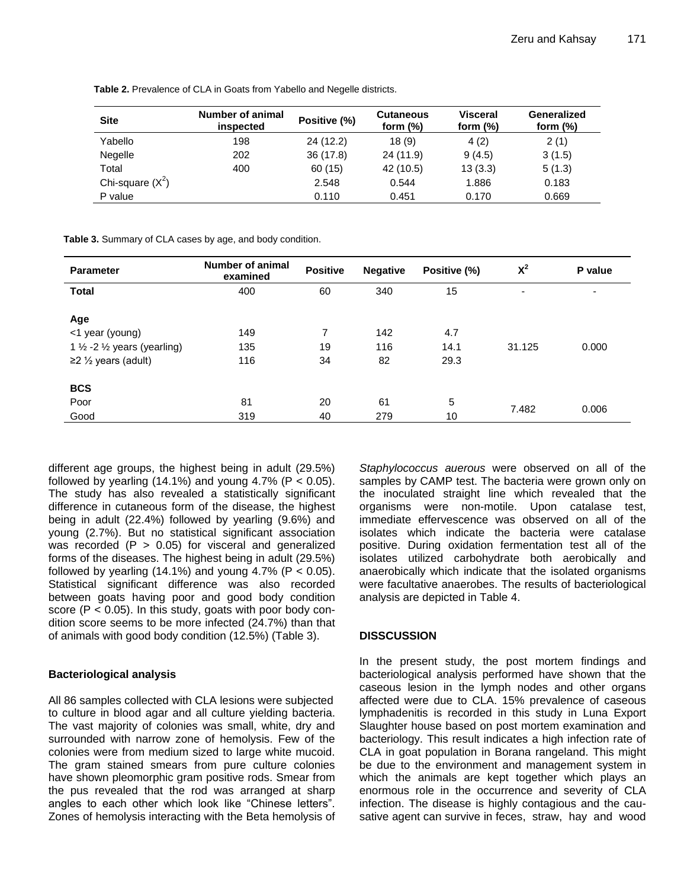**Table 2.** Prevalence of CLA in Goats from Yabello and Negelle districts.

| Site | Number of animal inspected | Positive (%) | Cutaneous form (%) | Visceral form (%) | Generalized form (%) |
|---|---|---|---|---|---|
| Yabello | 198 | 24 (12.2) | 18 (9) | 4 (2) | 2 (1) |
| Negelle | 202 | 36 (17.8) | 24 (11.9) | 9 (4.5) | 3 (1.5) |
| Total | 400 | 60 (15) | 42 (10.5) | 13 (3.3) | 5 (1.3) |
| Chi-square ($X^2$) | | 2.548 | 0.544 | 1.886 | 0.183 |
| P value | | 0.110 | 0.451 | 0.170 | 0.669 |

**Table 3.** Summary of CLA cases by age, and body condition.

| Parameter | Number of animal examined | Positive | Negative | Positive (%) | $X^2$ | P value |
|---|---|---|---|---|---|---|
| **Total** | 400 | 60 | 340 | 15 | - | - |
| **Age** | | | | | | |
| <1 year (young) | 149 | 7 | 142 | 4.7 | | |
| 1 ½ -2 ½ years (yearling) | 135 | 19 | 116 | 14.1 | 31.125 | 0.000 |
| ≥2 ½ years (adult) | 116 | 34 | 82 | 29.3 | | |
| **BCS** | | | | | | |
| Poor | 81 | 20 | 61 | 5 | 7.482 | 0.006 |
| Good | 319 | 40 | 279 | 10 | | |

different age groups, the highest being in adult (29.5%) followed by yearling (14.1%) and young 4.7% ($P < 0.05$). The study has also revealed a statistically significant difference in cutaneous form of the disease, the highest being in adult (22.4%) followed by yearling (9.6%) and young (2.7%). But no statistical significant association was recorded ($P > 0.05$) for visceral and generalized forms of the diseases. The highest being in adult (29.5%) followed by yearling (14.1%) and young 4.7% ($P < 0.05$). Statistical significant difference was also recorded between goats having poor and good body condition score ($P < 0.05$). In this study, goats with poor body condition score seems to be more infected (24.7%) than that of animals with good body condition (12.5%) (Table 3).

### Bacteriological analysis

All 86 samples collected with CLA lesions were subjected to culture in blood agar and all culture yielding bacteria. The vast majority of colonies was small, white, dry and surrounded with narrow zone of hemolysis. Few of the colonies were from medium sized to large white mucoid. The gram stained smears from pure culture colonies have shown pleomorphic gram positive rods. Smear from the pus revealed that the rod was arranged at sharp angles to each other which look like "Chinese letters". Zones of hemolysis interacting with the Beta hemolysis of *Staphylococcus auerous* were observed on all of the samples by CAMP test. The bacteria were grown only on the inoculated straight line which revealed that the organisms were non-motile. Upon catalase test, immediate effervescence was observed on all of the isolates which indicate the bacteria were catalase positive. During oxidation fermentation test all of the isolates utilized carbohydrate both aerobically and anaerobically which indicate that the isolated organisms were facultative anaerobes. The results of bacteriological analysis are depicted in Table 4.

## DISSCUSSION

In the present study, the post mortem findings and bacteriological analysis performed have shown that the caseous lesion in the lymph nodes and other organs affected were due to CLA. 15% prevalence of caseous lymphadenitis is recorded in this study in Luna Export Slaughter house based on post mortem examination and bacteriology. This result indicates a high infection rate of CLA in goat population in Borana rangeland. This might be due to the environment and management system in which the animals are kept together which plays an enormous role in the occurrence and severity of CLA infection. The disease is highly contagious and the causative agent can survive in feces, straw, hay and wood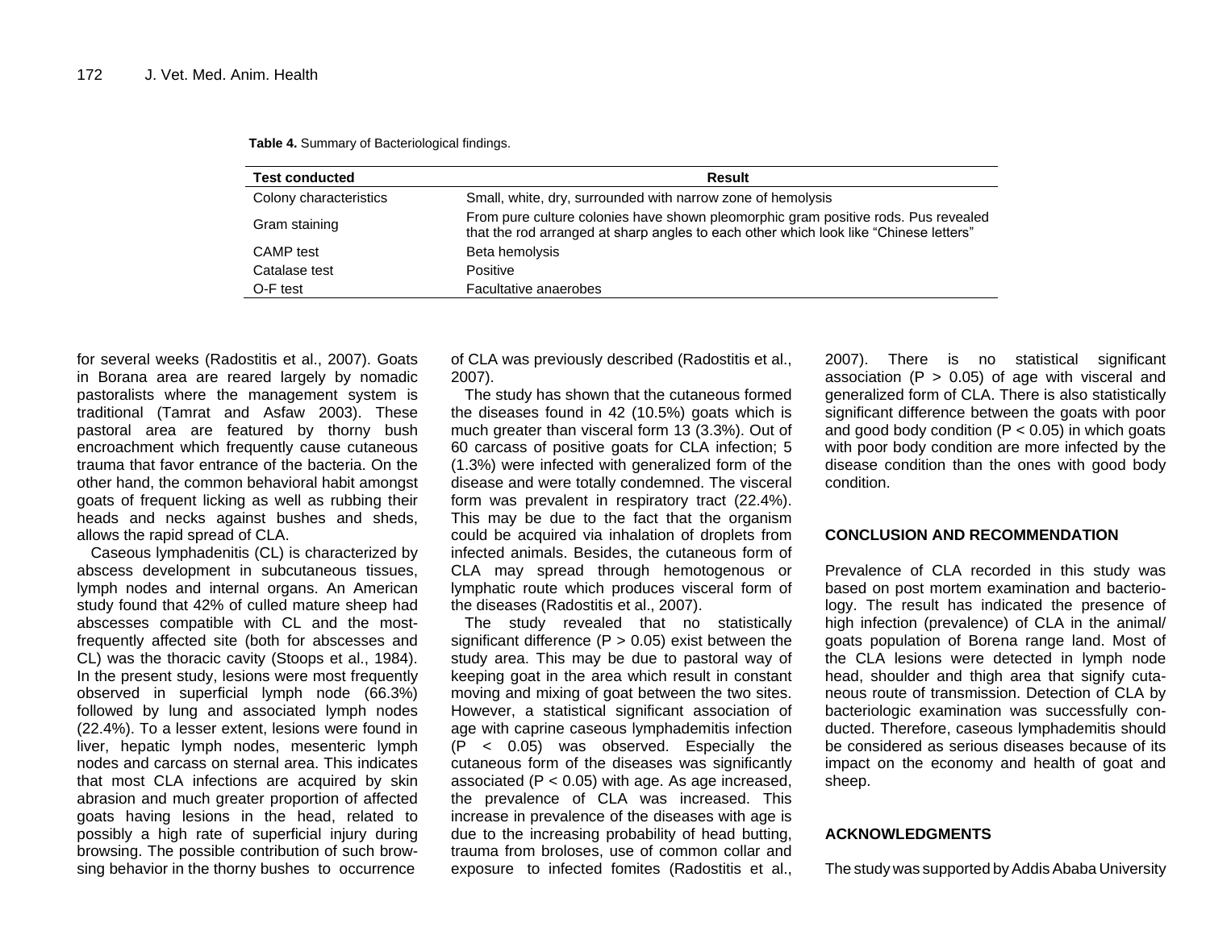**Table 4.** Summary of Bacteriological findings.

| Test conducted | Result |
|---|---|
| Colony characteristics | Small, white, dry, surrounded with narrow zone of hemolysis |
| Gram staining | From pure culture colonies have shown pleomorphic gram positive rods. Pus revealed that the rod arranged at sharp angles to each other which look like "Chinese letters" |
| CAMP test | Beta hemolysis |
| Catalase test | Positive |
| O-F test | Facultative anaerobes |

for several weeks (Radostitis et al., 2007). Goats in Borana area are reared largely by nomadic pastoralists where the management system is traditional (Tamrat and Asfaw 2003). These pastoral area are featured by thorny bush encroachment which frequently cause cutaneous trauma that favor entrance of the bacteria. On the other hand, the common behavioral habit amongst goats of frequent licking as well as rubbing their heads and necks against bushes and sheds, allows the rapid spread of CLA.

Caseous lymphadenitis (CL) is characterized by abscess development in subcutaneous tissues, lymph nodes and internal organs. An American study found that 42% of culled mature sheep had abscesses compatible with CL and the most-frequently affected site (both for abscesses and CL) was the thoracic cavity (Stoops et al., 1984). In the present study, lesions were most frequently observed in superficial lymph node (66.3%) followed by lung and associated lymph nodes (22.4%). To a lesser extent, lesions were found in liver, hepatic lymph nodes, mesenteric lymph nodes and carcass on sternal area. This indicates that most CLA infections are acquired by skin abrasion and much greater proportion of affected goats having lesions in the head, related to possibly a high rate of superficial injury during browsing. The possible contribution of such browsing behavior in the thorny bushes to occurrence of CLA was previously described (Radostitis et al., 2007).

The study has shown that the cutaneous formed the diseases found in 42 (10.5%) goats which is much greater than visceral form 13 (3.3%). Out of 60 carcass of positive goats for CLA infection; 5 (1.3%) were infected with generalized form of the disease and were totally condemned. The visceral form was prevalent in respiratory tract (22.4%). This may be due to the fact that the organism could be acquired via inhalation of droplets from infected animals. Besides, the cutaneous form of CLA may spread through hemotogenous or lymphatic route which produces visceral form of the diseases (Radostitis et al., 2007).

The study revealed that no statistically significant difference ($P > 0.05$) exist between the study area. This may be due to pastoral way of keeping goat in the area which result in constant moving and mixing of goat between the two sites. However, a statistical significant association of age with caprine caseous lymphademitis infection ($P < 0.05$) was observed. Especially the cutaneous form of the diseases was significantly associated ($P < 0.05$) with age. As age increased, the prevalence of CLA was increased. This increase in prevalence of the diseases with age is due to the increasing probability of head butting, trauma from broloses, use of common collar and exposure to infected fomites (Radostitis et al., 2007). There is no statistical significant association ($P > 0.05$) of age with visceral and generalized form of CLA. There is also statistically significant difference between the goats with poor and good body condition ($P < 0.05$) in which goats with poor body condition are more infected by the disease condition than the ones with good body condition.

## CONCLUSION AND RECOMMENDATION

Prevalence of CLA recorded in this study was based on post mortem examination and bacteriology. The result has indicated the presence of high infection (prevalence) of CLA in the animal/ goats population of Borena range land. Most of the CLA lesions were detected in lymph node head, shoulder and thigh area that signify cutaneous route of transmission. Detection of CLA by bacteriologic examination was successfully conducted. Therefore, caseous lymphademitis should be considered as serious diseases because of its impact on the economy and health of goat and sheep.

## ACKNOWLEDGMENTS

The study was supported by Addis Ababa University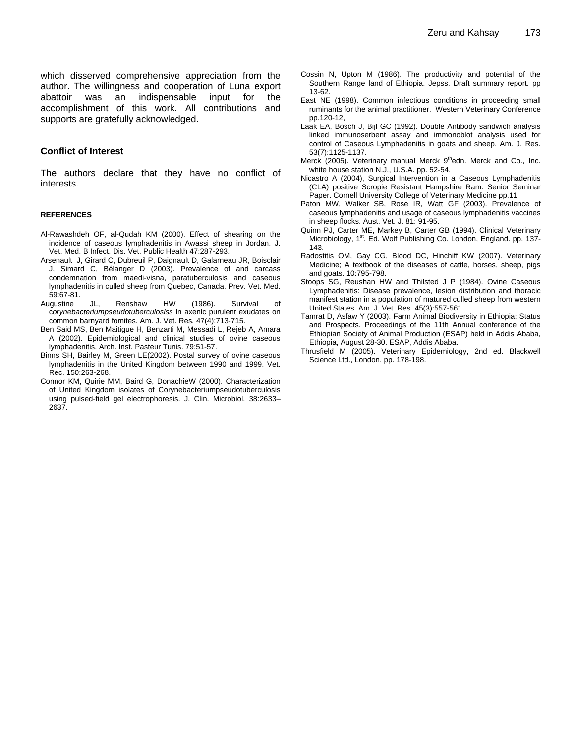which disserved comprehensive appreciation from the author. The willingness and cooperation of Luna export abattoir was an indispensable input for the accomplishment of this work. All contributions and supports are gratefully acknowledged.

## Conflict of Interest

The authors declare that they have no conflict of interests.

## REFERENCES

Al-Rawashdeh OF, al-Qudah KM (2000). Effect of shearing on the incidence of caseous lymphadenitis in Awassi sheep in Jordan. J. Vet. Med. B Infect. Dis. Vet. Public Health 47:287-293.

Arsenault J, Girard C, Dubreuil P, Daignault D, Galarneau JR, Boisclair J, Simard C, Bélanger D (2003). Prevalence of and carcass condemnation from maedi-visna, paratuberculosis and caseous lymphadenitis in culled sheep from Quebec, Canada. Prev. Vet. Med. 59:67-81.

Augustine JL, Renshaw HW (1986). Survival of c*orynebacteriumpseudotuberculosiss* in axenic purulent exudates on common barnyard fomites. Am. J. Vet. Res*.* 47(4):713-715.

Ben Said MS, Ben Maitigue H, Benzarti M, Messadi L, Rejeb A, Amara A (2002). Epidemiological and clinical studies of ovine caseous lymphadenitis. Arch. Inst. Pasteur Tunis. 79:51-57.

Binns SH, Bairley M, Green LE(2002). Postal survey of ovine caseous lymphadenitis in the United Kingdom between 1990 and 1999. Vet. Rec. 150:263-268.

Connor KM, Quirie MM, Baird G, DonachieW (2000). Characterization of United Kingdom isolates of Corynebacteriumpseudotuberculosis using pulsed-field gel electrophoresis. J. Clin. Microbiol. 38:2633–2637.

Cossin N, Upton M (1986). The productivity and potential of the Southern Range land of Ethiopia. Jepss. Draft summary report. pp 13-62.

East NE (1998). Common infectious conditions in proceeding small ruminants for the animal practitioner. Western Veterinary Conference pp.120-12,

Laak EA, Bosch J, Bijl GC (1992). Double Antibody sandwich analysis linked immunoserbent assay and immonoblot analysis used for control of Caseous Lymphadenitis in goats and sheep. Am. J. Res. 53(7):1125-1137.

Merck (2005). Veterinary manual Merck 9thedn. Merck and Co., Inc. white house station N.J., U.S.A. pp. 52-54.

Nicastro A (2004), Surgical Intervention in a Caseous Lymphadenitis (CLA) positive Scropie Resistant Hampshire Ram. Senior Seminar Paper. Cornell University College of Veterinary Medicine pp.11

Paton MW, Walker SB, Rose IR, Watt GF (2003). Prevalence of caseous lymphadenitis and usage of caseous lymphadenitis vaccines in sheep flocks. Aust. Vet. J. 81: 91-95.

Quinn PJ, Carter ME, Markey B, Carter GB (1994). Clinical Veterinary Microbiology, 1st. Ed. Wolf Publishing Co. London, England. pp. 137-143.

Radostitis OM, Gay CG, Blood DC, Hinchiff KW (2007). Veterinary Medicine; A textbook of the diseases of cattle, horses, sheep, pigs and goats. 10:795-798.

Stoops SG, Reushan HW and Thilsted J P (1984). Ovine Caseous Lymphadenitis: Disease prevalence, lesion distribution and thoracic manifest station in a population of matured culled sheep from western United States. Am. J. Vet. Res*.* 45(3):557-561.

Tamrat D, Asfaw Y (2003). Farm Animal Biodiversity in Ethiopia: Status and Prospects. Proceedings of the 11th Annual conference of the Ethiopian Society of Animal Production (ESAP) held in Addis Ababa, Ethiopia, August 28-30. ESAP, Addis Ababa.

Thrusfield M (2005). Veterinary Epidemiology, 2nd ed. Blackwell Science Ltd., London. pp. 178-198.